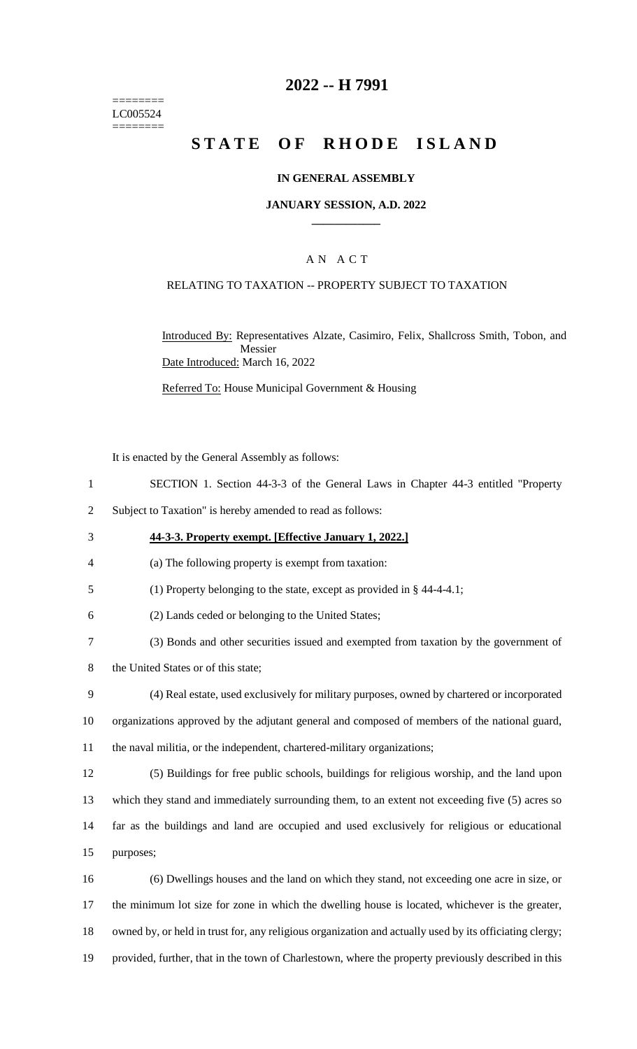========
LC005524
========

# 2022 -- H 7991

# STATE OF RHODE ISLAND

## IN GENERAL ASSEMBLY

## JANUARY SESSION, A.D. 2022

____________

A N A C T

RELATING TO TAXATION -- PROPERTY SUBJECT TO TAXATION

Introduced By: Representatives Alzate, Casimiro, Felix, Shallcross Smith, Tobon, and Messier

Date Introduced: March 16, 2022

Referred To: House Municipal Government & Housing

It is enacted by the General Assembly as follows:

SECTION 1. Section 44-3-3 of the General Laws in Chapter 44-3 entitled "Property Subject to Taxation" is hereby amended to read as follows:

**44-3-3. Property exempt. [Effective January 1, 2022.]**

(a) The following property is exempt from taxation:

(1) Property belonging to the state, except as provided in § 44-4-4.1;

(2) Lands ceded or belonging to the United States;

(3) Bonds and other securities issued and exempted from taxation by the government of the United States or of this state;

(4) Real estate, used exclusively for military purposes, owned by chartered or incorporated organizations approved by the adjutant general and composed of members of the national guard, the naval militia, or the independent, chartered-military organizations;

(5) Buildings for free public schools, buildings for religious worship, and the land upon which they stand and immediately surrounding them, to an extent not exceeding five (5) acres so far as the buildings and land are occupied and used exclusively for religious or educational purposes;

(6) Dwellings houses and the land on which they stand, not exceeding one acre in size, or the minimum lot size for zone in which the dwelling house is located, whichever is the greater, owned by, or held in trust for, any religious organization and actually used by its officiating clergy; provided, further, that in the town of Charlestown, where the property previously described in this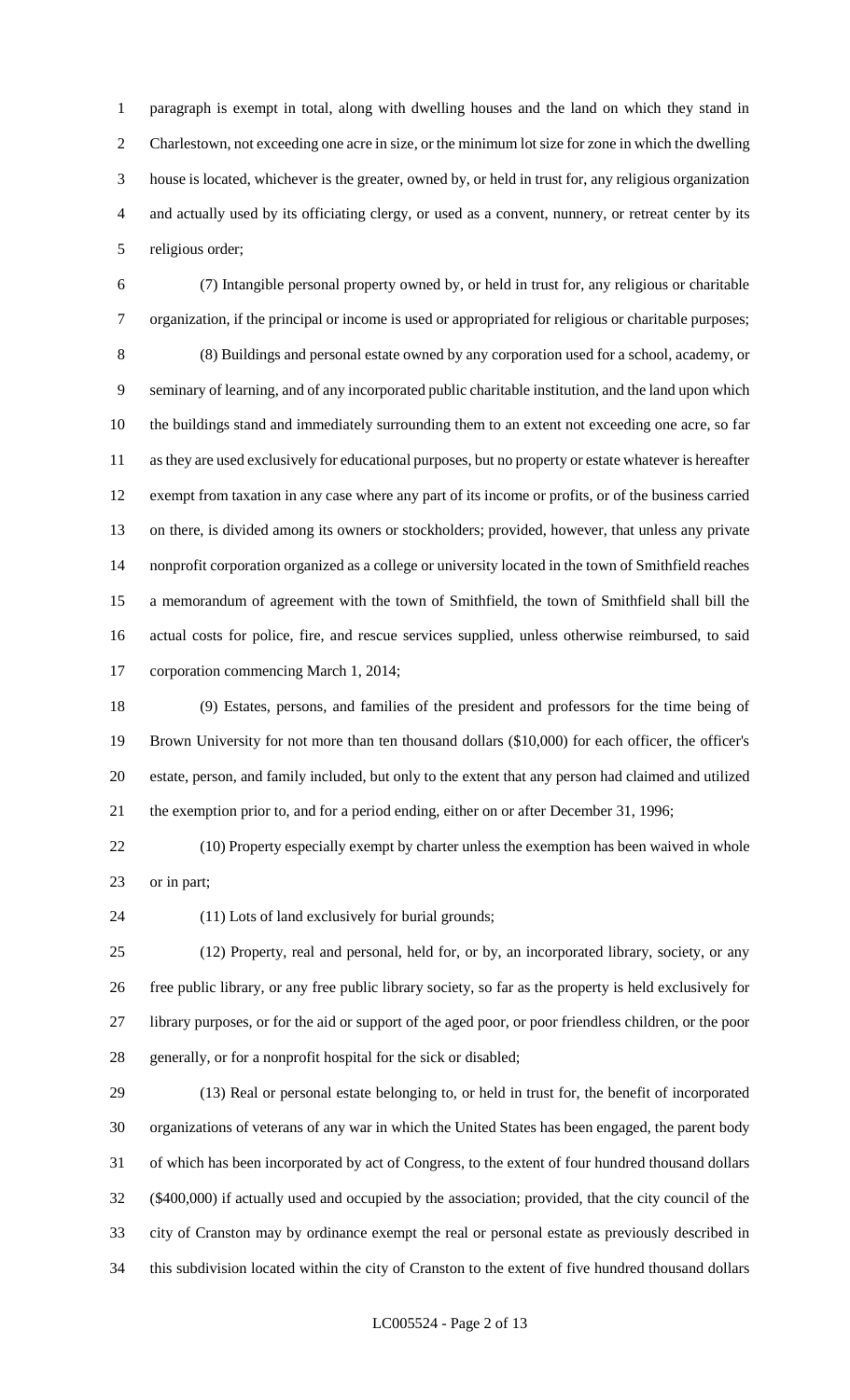paragraph is exempt in total, along with dwelling houses and the land on which they stand in Charlestown, not exceeding one acre in size, or the minimum lot size for zone in which the dwelling house is located, whichever is the greater, owned by, or held in trust for, any religious organization and actually used by its officiating clergy, or used as a convent, nunnery, or retreat center by its religious order;

(7) Intangible personal property owned by, or held in trust for, any religious or charitable organization, if the principal or income is used or appropriated for religious or charitable purposes;

(8) Buildings and personal estate owned by any corporation used for a school, academy, or seminary of learning, and of any incorporated public charitable institution, and the land upon which the buildings stand and immediately surrounding them to an extent not exceeding one acre, so far as they are used exclusively for educational purposes, but no property or estate whatever is hereafter exempt from taxation in any case where any part of its income or profits, or of the business carried on there, is divided among its owners or stockholders; provided, however, that unless any private nonprofit corporation organized as a college or university located in the town of Smithfield reaches a memorandum of agreement with the town of Smithfield, the town of Smithfield shall bill the actual costs for police, fire, and rescue services supplied, unless otherwise reimbursed, to said corporation commencing March 1, 2014;

(9) Estates, persons, and families of the president and professors for the time being of Brown University for not more than ten thousand dollars ($10,000) for each officer, the officer's estate, person, and family included, but only to the extent that any person had claimed and utilized the exemption prior to, and for a period ending, either on or after December 31, 1996;

(10) Property especially exempt by charter unless the exemption has been waived in whole or in part;

(11) Lots of land exclusively for burial grounds;

(12) Property, real and personal, held for, or by, an incorporated library, society, or any free public library, or any free public library society, so far as the property is held exclusively for library purposes, or for the aid or support of the aged poor, or poor friendless children, or the poor generally, or for a nonprofit hospital for the sick or disabled;

(13) Real or personal estate belonging to, or held in trust for, the benefit of incorporated organizations of veterans of any war in which the United States has been engaged, the parent body of which has been incorporated by act of Congress, to the extent of four hundred thousand dollars ($400,000) if actually used and occupied by the association; provided, that the city council of the city of Cranston may by ordinance exempt the real or personal estate as previously described in this subdivision located within the city of Cranston to the extent of five hundred thousand dollars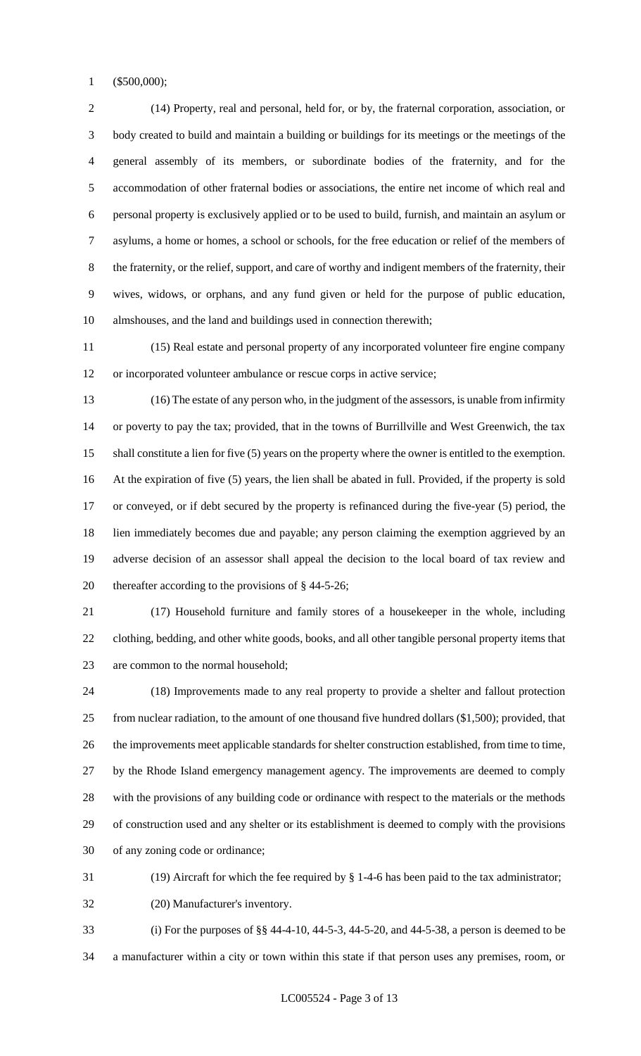($500,000);

(14) Property, real and personal, held for, or by, the fraternal corporation, association, or body created to build and maintain a building or buildings for its meetings or the meetings of the general assembly of its members, or subordinate bodies of the fraternity, and for the accommodation of other fraternal bodies or associations, the entire net income of which real and personal property is exclusively applied or to be used to build, furnish, and maintain an asylum or asylums, a home or homes, a school or schools, for the free education or relief of the members of the fraternity, or the relief, support, and care of worthy and indigent members of the fraternity, their wives, widows, or orphans, and any fund given or held for the purpose of public education, almshouses, and the land and buildings used in connection therewith;

(15) Real estate and personal property of any incorporated volunteer fire engine company or incorporated volunteer ambulance or rescue corps in active service;

(16) The estate of any person who, in the judgment of the assessors, is unable from infirmity or poverty to pay the tax; provided, that in the towns of Burrillville and West Greenwich, the tax shall constitute a lien for five (5) years on the property where the owner is entitled to the exemption. At the expiration of five (5) years, the lien shall be abated in full. Provided, if the property is sold or conveyed, or if debt secured by the property is refinanced during the five-year (5) period, the lien immediately becomes due and payable; any person claiming the exemption aggrieved by an adverse decision of an assessor shall appeal the decision to the local board of tax review and thereafter according to the provisions of § 44-5-26;

(17) Household furniture and family stores of a housekeeper in the whole, including clothing, bedding, and other white goods, books, and all other tangible personal property items that are common to the normal household;

(18) Improvements made to any real property to provide a shelter and fallout protection from nuclear radiation, to the amount of one thousand five hundred dollars ($1,500); provided, that the improvements meet applicable standards for shelter construction established, from time to time, by the Rhode Island emergency management agency. The improvements are deemed to comply with the provisions of any building code or ordinance with respect to the materials or the methods of construction used and any shelter or its establishment is deemed to comply with the provisions of any zoning code or ordinance;

(19) Aircraft for which the fee required by § 1-4-6 has been paid to the tax administrator;

(20) Manufacturer's inventory.

(i) For the purposes of §§ 44-4-10, 44-5-3, 44-5-20, and 44-5-38, a person is deemed to be a manufacturer within a city or town within this state if that person uses any premises, room, or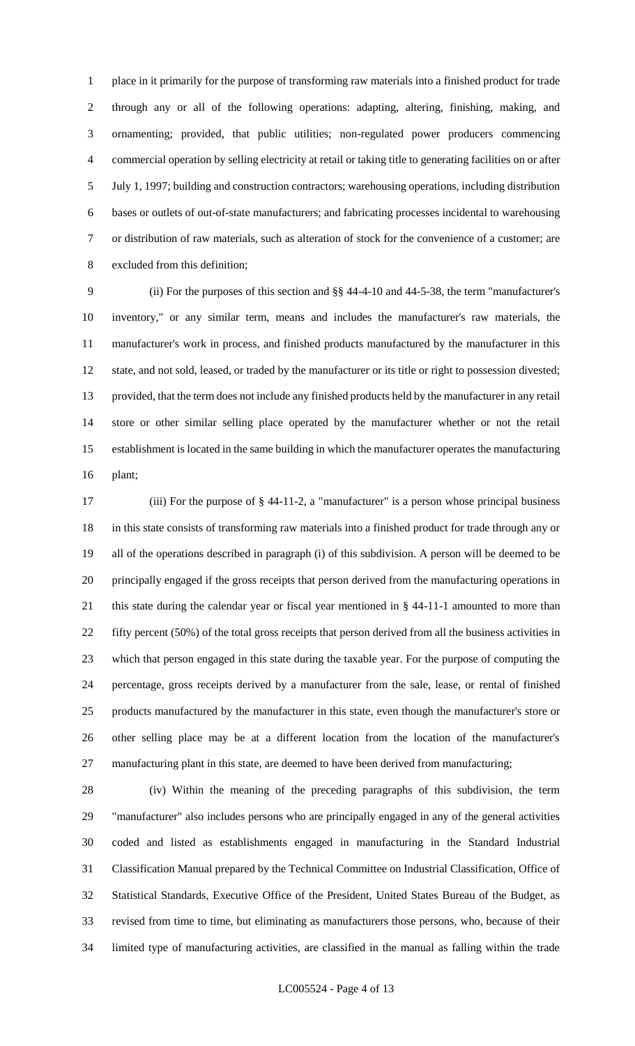place in it primarily for the purpose of transforming raw materials into a finished product for trade through any or all of the following operations: adapting, altering, finishing, making, and ornamenting; provided, that public utilities; non-regulated power producers commencing commercial operation by selling electricity at retail or taking title to generating facilities on or after July 1, 1997; building and construction contractors; warehousing operations, including distribution bases or outlets of out-of-state manufacturers; and fabricating processes incidental to warehousing or distribution of raw materials, such as alteration of stock for the convenience of a customer; are excluded from this definition;

(ii) For the purposes of this section and §§ 44-4-10 and 44-5-38, the term "manufacturer's inventory," or any similar term, means and includes the manufacturer's raw materials, the manufacturer's work in process, and finished products manufactured by the manufacturer in this state, and not sold, leased, or traded by the manufacturer or its title or right to possession divested; provided, that the term does not include any finished products held by the manufacturer in any retail store or other similar selling place operated by the manufacturer whether or not the retail establishment is located in the same building in which the manufacturer operates the manufacturing plant;

(iii) For the purpose of § 44-11-2, a "manufacturer" is a person whose principal business in this state consists of transforming raw materials into a finished product for trade through any or all of the operations described in paragraph (i) of this subdivision. A person will be deemed to be principally engaged if the gross receipts that person derived from the manufacturing operations in this state during the calendar year or fiscal year mentioned in § 44-11-1 amounted to more than fifty percent (50%) of the total gross receipts that person derived from all the business activities in which that person engaged in this state during the taxable year. For the purpose of computing the percentage, gross receipts derived by a manufacturer from the sale, lease, or rental of finished products manufactured by the manufacturer in this state, even though the manufacturer's store or other selling place may be at a different location from the location of the manufacturer's manufacturing plant in this state, are deemed to have been derived from manufacturing;

(iv) Within the meaning of the preceding paragraphs of this subdivision, the term "manufacturer" also includes persons who are principally engaged in any of the general activities coded and listed as establishments engaged in manufacturing in the Standard Industrial Classification Manual prepared by the Technical Committee on Industrial Classification, Office of Statistical Standards, Executive Office of the President, United States Bureau of the Budget, as revised from time to time, but eliminating as manufacturers those persons, who, because of their limited type of manufacturing activities, are classified in the manual as falling within the trade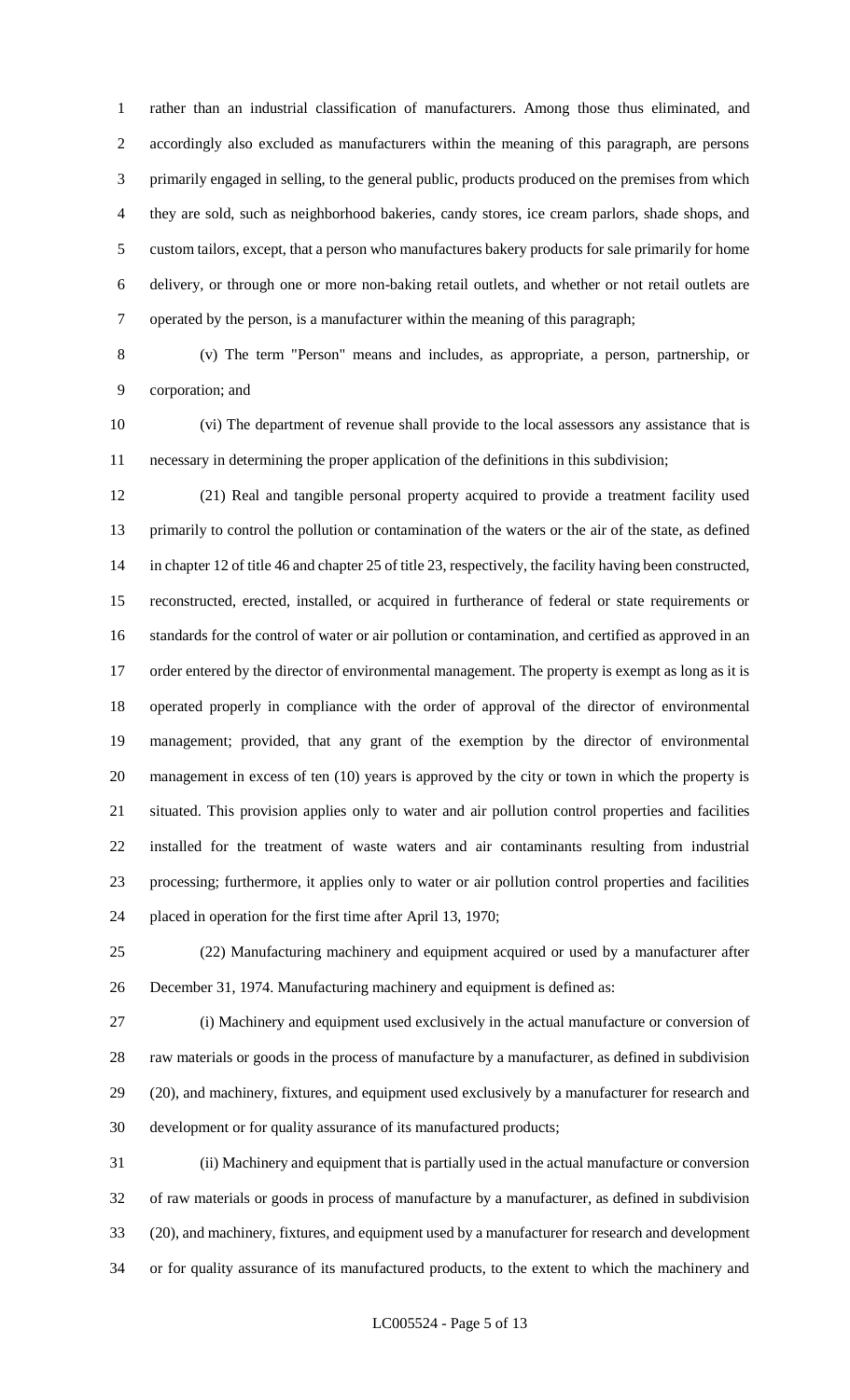rather than an industrial classification of manufacturers. Among those thus eliminated, and accordingly also excluded as manufacturers within the meaning of this paragraph, are persons primarily engaged in selling, to the general public, products produced on the premises from which they are sold, such as neighborhood bakeries, candy stores, ice cream parlors, shade shops, and custom tailors, except, that a person who manufactures bakery products for sale primarily for home delivery, or through one or more non-baking retail outlets, and whether or not retail outlets are operated by the person, is a manufacturer within the meaning of this paragraph;

(v) The term "Person" means and includes, as appropriate, a person, partnership, or corporation; and

(vi) The department of revenue shall provide to the local assessors any assistance that is necessary in determining the proper application of the definitions in this subdivision;

(21) Real and tangible personal property acquired to provide a treatment facility used primarily to control the pollution or contamination of the waters or the air of the state, as defined in chapter 12 of title 46 and chapter 25 of title 23, respectively, the facility having been constructed, reconstructed, erected, installed, or acquired in furtherance of federal or state requirements or standards for the control of water or air pollution or contamination, and certified as approved in an order entered by the director of environmental management. The property is exempt as long as it is operated properly in compliance with the order of approval of the director of environmental management; provided, that any grant of the exemption by the director of environmental management in excess of ten (10) years is approved by the city or town in which the property is situated. This provision applies only to water and air pollution control properties and facilities installed for the treatment of waste waters and air contaminants resulting from industrial processing; furthermore, it applies only to water or air pollution control properties and facilities placed in operation for the first time after April 13, 1970;

(22) Manufacturing machinery and equipment acquired or used by a manufacturer after December 31, 1974. Manufacturing machinery and equipment is defined as:

(i) Machinery and equipment used exclusively in the actual manufacture or conversion of raw materials or goods in the process of manufacture by a manufacturer, as defined in subdivision (20), and machinery, fixtures, and equipment used exclusively by a manufacturer for research and development or for quality assurance of its manufactured products;

(ii) Machinery and equipment that is partially used in the actual manufacture or conversion of raw materials or goods in process of manufacture by a manufacturer, as defined in subdivision (20), and machinery, fixtures, and equipment used by a manufacturer for research and development or for quality assurance of its manufactured products, to the extent to which the machinery and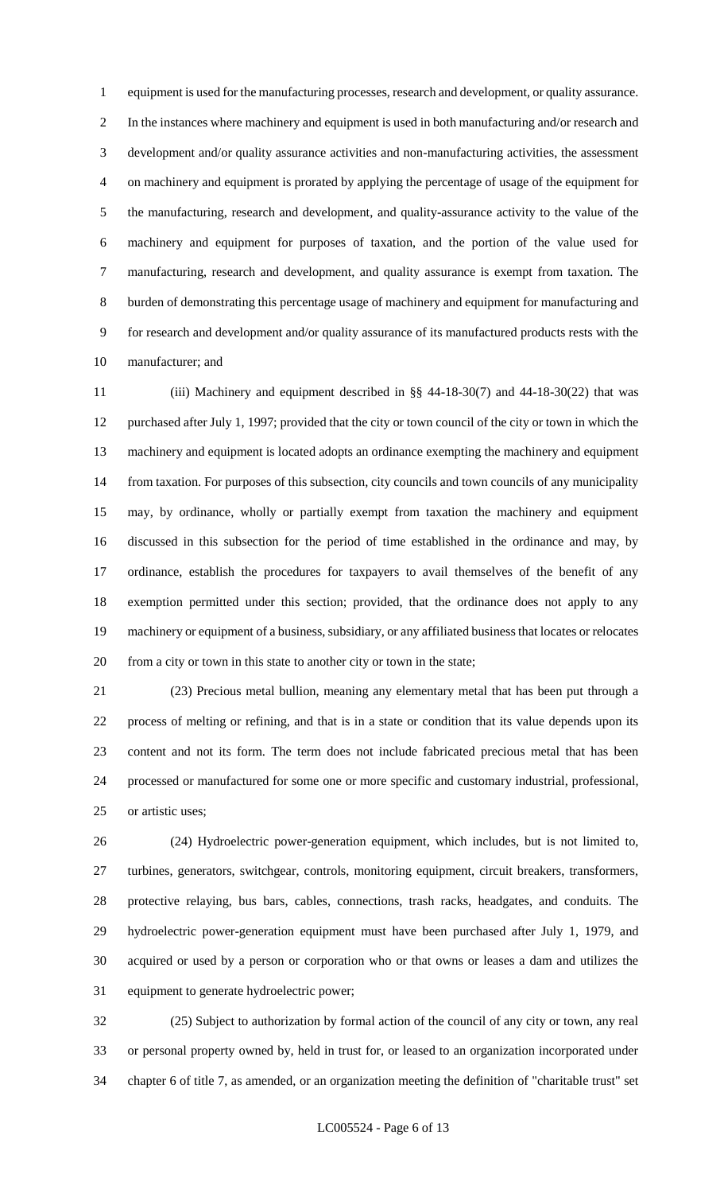equipment is used for the manufacturing processes, research and development, or quality assurance. In the instances where machinery and equipment is used in both manufacturing and/or research and development and/or quality assurance activities and non-manufacturing activities, the assessment on machinery and equipment is prorated by applying the percentage of usage of the equipment for the manufacturing, research and development, and quality-assurance activity to the value of the machinery and equipment for purposes of taxation, and the portion of the value used for manufacturing, research and development, and quality assurance is exempt from taxation. The burden of demonstrating this percentage usage of machinery and equipment for manufacturing and for research and development and/or quality assurance of its manufactured products rests with the manufacturer; and

(iii) Machinery and equipment described in §§ 44-18-30(7) and 44-18-30(22) that was purchased after July 1, 1997; provided that the city or town council of the city or town in which the machinery and equipment is located adopts an ordinance exempting the machinery and equipment from taxation. For purposes of this subsection, city councils and town councils of any municipality may, by ordinance, wholly or partially exempt from taxation the machinery and equipment discussed in this subsection for the period of time established in the ordinance and may, by ordinance, establish the procedures for taxpayers to avail themselves of the benefit of any exemption permitted under this section; provided, that the ordinance does not apply to any machinery or equipment of a business, subsidiary, or any affiliated business that locates or relocates from a city or town in this state to another city or town in the state;

(23) Precious metal bullion, meaning any elementary metal that has been put through a process of melting or refining, and that is in a state or condition that its value depends upon its content and not its form. The term does not include fabricated precious metal that has been processed or manufactured for some one or more specific and customary industrial, professional, or artistic uses;

(24) Hydroelectric power-generation equipment, which includes, but is not limited to, turbines, generators, switchgear, controls, monitoring equipment, circuit breakers, transformers, protective relaying, bus bars, cables, connections, trash racks, headgates, and conduits. The hydroelectric power-generation equipment must have been purchased after July 1, 1979, and acquired or used by a person or corporation who or that owns or leases a dam and utilizes the equipment to generate hydroelectric power;

(25) Subject to authorization by formal action of the council of any city or town, any real or personal property owned by, held in trust for, or leased to an organization incorporated under chapter 6 of title 7, as amended, or an organization meeting the definition of "charitable trust" set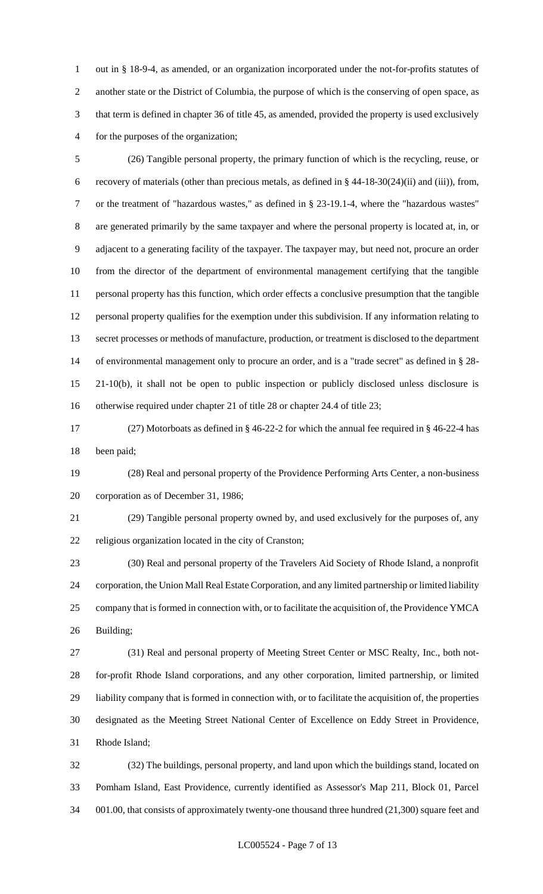out in § 18-9-4, as amended, or an organization incorporated under the not-for-profits statutes of another state or the District of Columbia, the purpose of which is the conserving of open space, as that term is defined in chapter 36 of title 45, as amended, provided the property is used exclusively for the purposes of the organization;

(26) Tangible personal property, the primary function of which is the recycling, reuse, or recovery of materials (other than precious metals, as defined in § 44-18-30(24)(ii) and (iii)), from, or the treatment of "hazardous wastes," as defined in § 23-19.1-4, where the "hazardous wastes" are generated primarily by the same taxpayer and where the personal property is located at, in, or adjacent to a generating facility of the taxpayer. The taxpayer may, but need not, procure an order from the director of the department of environmental management certifying that the tangible personal property has this function, which order effects a conclusive presumption that the tangible personal property qualifies for the exemption under this subdivision. If any information relating to secret processes or methods of manufacture, production, or treatment is disclosed to the department of environmental management only to procure an order, and is a "trade secret" as defined in § 28-21-10(b), it shall not be open to public inspection or publicly disclosed unless disclosure is otherwise required under chapter 21 of title 28 or chapter 24.4 of title 23;

(27) Motorboats as defined in § 46-22-2 for which the annual fee required in § 46-22-4 has been paid;

(28) Real and personal property of the Providence Performing Arts Center, a non-business corporation as of December 31, 1986;

(29) Tangible personal property owned by, and used exclusively for the purposes of, any religious organization located in the city of Cranston;

(30) Real and personal property of the Travelers Aid Society of Rhode Island, a nonprofit corporation, the Union Mall Real Estate Corporation, and any limited partnership or limited liability company that is formed in connection with, or to facilitate the acquisition of, the Providence YMCA Building;

(31) Real and personal property of Meeting Street Center or MSC Realty, Inc., both not-for-profit Rhode Island corporations, and any other corporation, limited partnership, or limited liability company that is formed in connection with, or to facilitate the acquisition of, the properties designated as the Meeting Street National Center of Excellence on Eddy Street in Providence, Rhode Island;

(32) The buildings, personal property, and land upon which the buildings stand, located on Pomham Island, East Providence, currently identified as Assessor's Map 211, Block 01, Parcel 001.00, that consists of approximately twenty-one thousand three hundred (21,300) square feet and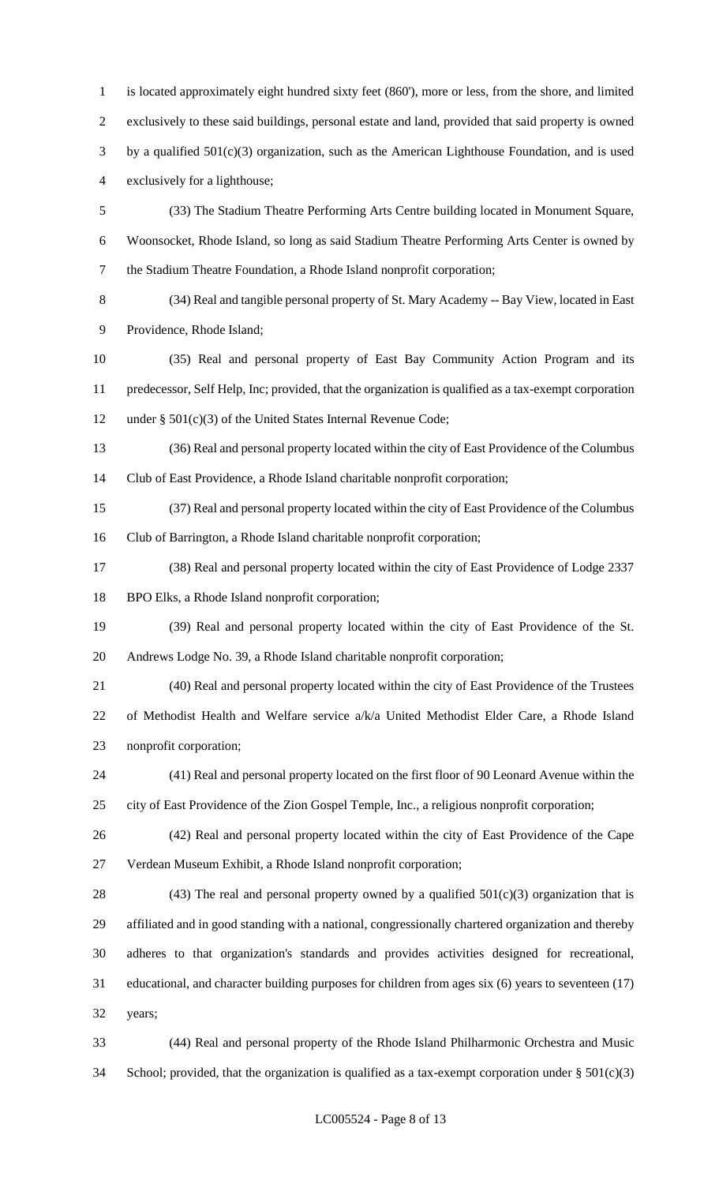is located approximately eight hundred sixty feet (860'), more or less, from the shore, and limited exclusively to these said buildings, personal estate and land, provided that said property is owned by a qualified 501(c)(3) organization, such as the American Lighthouse Foundation, and is used exclusively for a lighthouse;

(33) The Stadium Theatre Performing Arts Centre building located in Monument Square, Woonsocket, Rhode Island, so long as said Stadium Theatre Performing Arts Center is owned by the Stadium Theatre Foundation, a Rhode Island nonprofit corporation;

(34) Real and tangible personal property of St. Mary Academy -- Bay View, located in East Providence, Rhode Island;

(35) Real and personal property of East Bay Community Action Program and its predecessor, Self Help, Inc; provided, that the organization is qualified as a tax-exempt corporation under § 501(c)(3) of the United States Internal Revenue Code;

(36) Real and personal property located within the city of East Providence of the Columbus Club of East Providence, a Rhode Island charitable nonprofit corporation;

(37) Real and personal property located within the city of East Providence of the Columbus Club of Barrington, a Rhode Island charitable nonprofit corporation;

(38) Real and personal property located within the city of East Providence of Lodge 2337 BPO Elks, a Rhode Island nonprofit corporation;

(39) Real and personal property located within the city of East Providence of the St. Andrews Lodge No. 39, a Rhode Island charitable nonprofit corporation;

(40) Real and personal property located within the city of East Providence of the Trustees of Methodist Health and Welfare service a/k/a United Methodist Elder Care, a Rhode Island nonprofit corporation;

(41) Real and personal property located on the first floor of 90 Leonard Avenue within the city of East Providence of the Zion Gospel Temple, Inc., a religious nonprofit corporation;

(42) Real and personal property located within the city of East Providence of the Cape Verdean Museum Exhibit, a Rhode Island nonprofit corporation;

(43) The real and personal property owned by a qualified 501(c)(3) organization that is affiliated and in good standing with a national, congressionally chartered organization and thereby adheres to that organization's standards and provides activities designed for recreational, educational, and character building purposes for children from ages six (6) years to seventeen (17) years;

(44) Real and personal property of the Rhode Island Philharmonic Orchestra and Music School; provided, that the organization is qualified as a tax-exempt corporation under § 501(c)(3)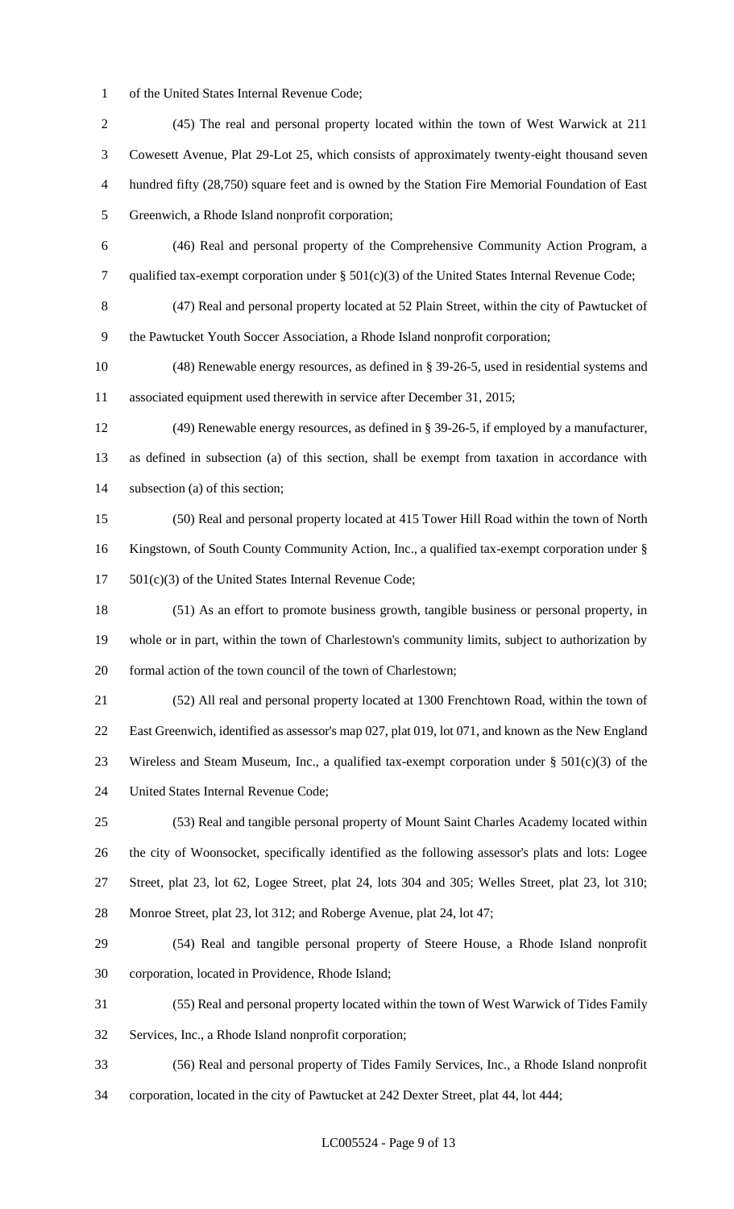of the United States Internal Revenue Code;

(45) The real and personal property located within the town of West Warwick at 211 Cowesett Avenue, Plat 29-Lot 25, which consists of approximately twenty-eight thousand seven hundred fifty (28,750) square feet and is owned by the Station Fire Memorial Foundation of East Greenwich, a Rhode Island nonprofit corporation;

(46) Real and personal property of the Comprehensive Community Action Program, a qualified tax-exempt corporation under § 501(c)(3) of the United States Internal Revenue Code;

(47) Real and personal property located at 52 Plain Street, within the city of Pawtucket of the Pawtucket Youth Soccer Association, a Rhode Island nonprofit corporation;

(48) Renewable energy resources, as defined in § 39-26-5, used in residential systems and associated equipment used therewith in service after December 31, 2015;

(49) Renewable energy resources, as defined in § 39-26-5, if employed by a manufacturer, as defined in subsection (a) of this section, shall be exempt from taxation in accordance with subsection (a) of this section;

(50) Real and personal property located at 415 Tower Hill Road within the town of North Kingstown, of South County Community Action, Inc., a qualified tax-exempt corporation under § 501(c)(3) of the United States Internal Revenue Code;

(51) As an effort to promote business growth, tangible business or personal property, in whole or in part, within the town of Charlestown's community limits, subject to authorization by formal action of the town council of the town of Charlestown;

(52) All real and personal property located at 1300 Frenchtown Road, within the town of East Greenwich, identified as assessor's map 027, plat 019, lot 071, and known as the New England Wireless and Steam Museum, Inc., a qualified tax-exempt corporation under § 501(c)(3) of the United States Internal Revenue Code;

(53) Real and tangible personal property of Mount Saint Charles Academy located within the city of Woonsocket, specifically identified as the following assessor's plats and lots: Logee Street, plat 23, lot 62, Logee Street, plat 24, lots 304 and 305; Welles Street, plat 23, lot 310; Monroe Street, plat 23, lot 312; and Roberge Avenue, plat 24, lot 47;

(54) Real and tangible personal property of Steere House, a Rhode Island nonprofit corporation, located in Providence, Rhode Island;

(55) Real and personal property located within the town of West Warwick of Tides Family Services, Inc., a Rhode Island nonprofit corporation;

(56) Real and personal property of Tides Family Services, Inc., a Rhode Island nonprofit corporation, located in the city of Pawtucket at 242 Dexter Street, plat 44, lot 444;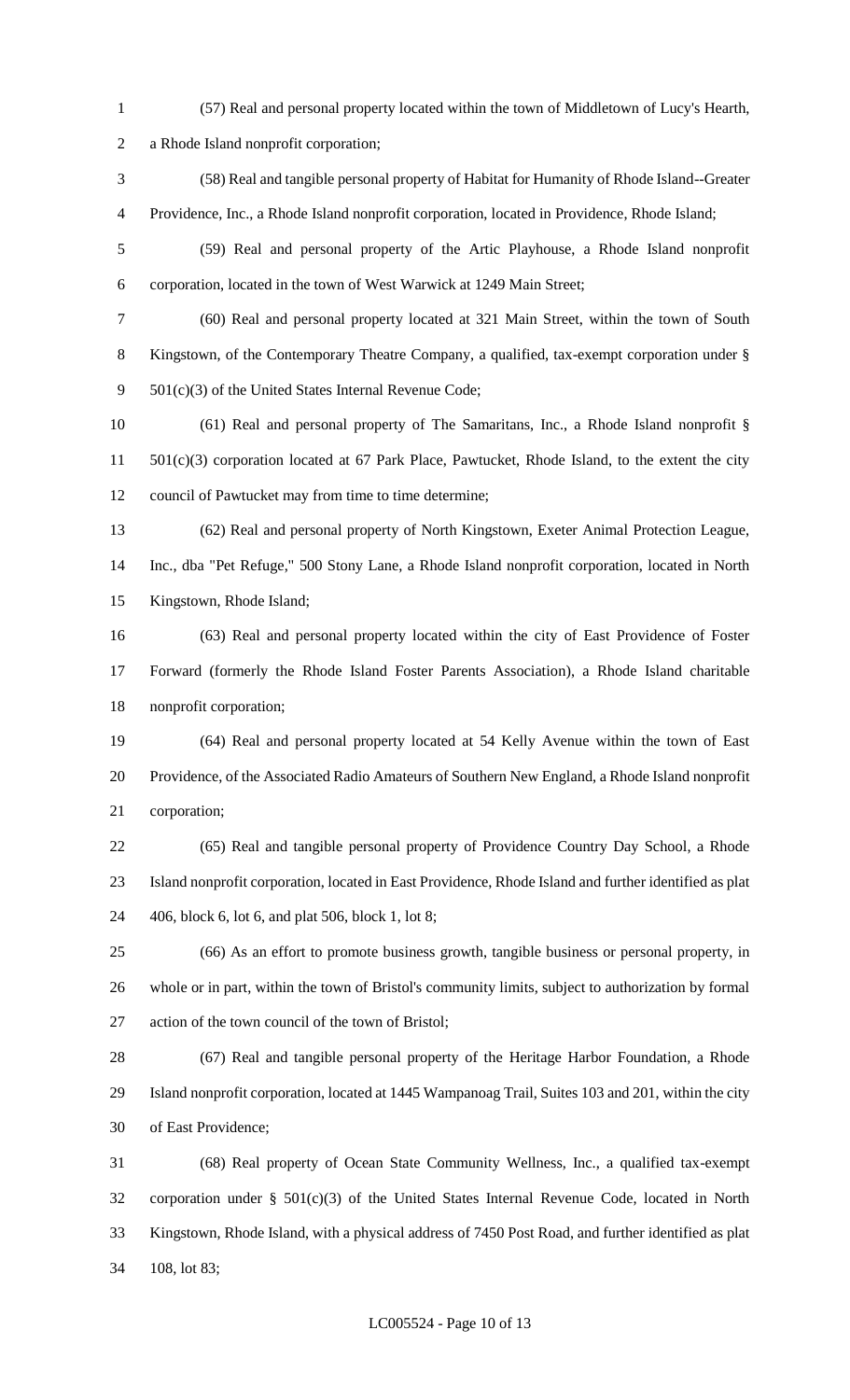(57) Real and personal property located within the town of Middletown of Lucy's Hearth, a Rhode Island nonprofit corporation;

(58) Real and tangible personal property of Habitat for Humanity of Rhode Island--Greater Providence, Inc., a Rhode Island nonprofit corporation, located in Providence, Rhode Island;

(59) Real and personal property of the Artic Playhouse, a Rhode Island nonprofit corporation, located in the town of West Warwick at 1249 Main Street;

(60) Real and personal property located at 321 Main Street, within the town of South Kingstown, of the Contemporary Theatre Company, a qualified, tax-exempt corporation under § 501(c)(3) of the United States Internal Revenue Code;

(61) Real and personal property of The Samaritans, Inc., a Rhode Island nonprofit § 501(c)(3) corporation located at 67 Park Place, Pawtucket, Rhode Island, to the extent the city council of Pawtucket may from time to time determine;

(62) Real and personal property of North Kingstown, Exeter Animal Protection League, Inc., dba "Pet Refuge," 500 Stony Lane, a Rhode Island nonprofit corporation, located in North Kingstown, Rhode Island;

(63) Real and personal property located within the city of East Providence of Foster Forward (formerly the Rhode Island Foster Parents Association), a Rhode Island charitable nonprofit corporation;

(64) Real and personal property located at 54 Kelly Avenue within the town of East Providence, of the Associated Radio Amateurs of Southern New England, a Rhode Island nonprofit corporation;

(65) Real and tangible personal property of Providence Country Day School, a Rhode Island nonprofit corporation, located in East Providence, Rhode Island and further identified as plat 406, block 6, lot 6, and plat 506, block 1, lot 8;

(66) As an effort to promote business growth, tangible business or personal property, in whole or in part, within the town of Bristol's community limits, subject to authorization by formal action of the town council of the town of Bristol;

(67) Real and tangible personal property of the Heritage Harbor Foundation, a Rhode Island nonprofit corporation, located at 1445 Wampanoag Trail, Suites 103 and 201, within the city of East Providence;

(68) Real property of Ocean State Community Wellness, Inc., a qualified tax-exempt corporation under § 501(c)(3) of the United States Internal Revenue Code, located in North Kingstown, Rhode Island, with a physical address of 7450 Post Road, and further identified as plat 108, lot 83;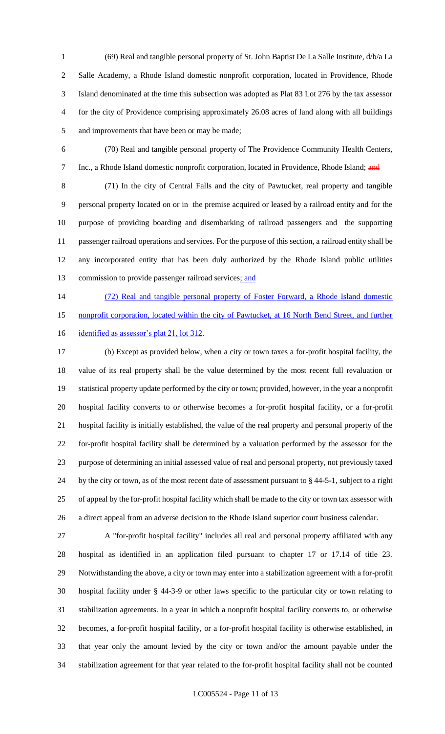(69) Real and tangible personal property of St. John Baptist De La Salle Institute, d/b/a La Salle Academy, a Rhode Island domestic nonprofit corporation, located in Providence, Rhode Island denominated at the time this subsection was adopted as Plat 83 Lot 276 by the tax assessor for the city of Providence comprising approximately 26.08 acres of land along with all buildings and improvements that have been or may be made;

(70) Real and tangible personal property of The Providence Community Health Centers, Inc., a Rhode Island domestic nonprofit corporation, located in Providence, Rhode Island; ~~and~~

(71) In the city of Central Falls and the city of Pawtucket, real property and tangible personal property located on or in the premise acquired or leased by a railroad entity and for the purpose of providing boarding and disembarking of railroad passengers and the supporting passenger railroad operations and services. For the purpose of this section, a railroad entity shall be any incorporated entity that has been duly authorized by the Rhode Island public utilities commission to provide passenger railroad services<u>; and</u>

<u>(72) Real and tangible personal property of Foster Forward, a Rhode Island domestic nonprofit corporation, located within the city of Pawtucket, at 16 North Bend Street, and further identified as assessor's plat 21, lot 312</u>.

(b) Except as provided below, when a city or town taxes a for-profit hospital facility, the value of its real property shall be the value determined by the most recent full revaluation or statistical property update performed by the city or town; provided, however, in the year a nonprofit hospital facility converts to or otherwise becomes a for-profit hospital facility, or a for-profit hospital facility is initially established, the value of the real property and personal property of the for-profit hospital facility shall be determined by a valuation performed by the assessor for the purpose of determining an initial assessed value of real and personal property, not previously taxed by the city or town, as of the most recent date of assessment pursuant to § 44-5-1, subject to a right of appeal by the for-profit hospital facility which shall be made to the city or town tax assessor with a direct appeal from an adverse decision to the Rhode Island superior court business calendar.

A "for-profit hospital facility" includes all real and personal property affiliated with any hospital as identified in an application filed pursuant to chapter 17 or 17.14 of title 23. Notwithstanding the above, a city or town may enter into a stabilization agreement with a for-profit hospital facility under § 44-3-9 or other laws specific to the particular city or town relating to stabilization agreements. In a year in which a nonprofit hospital facility converts to, or otherwise becomes, a for-profit hospital facility, or a for-profit hospital facility is otherwise established, in that year only the amount levied by the city or town and/or the amount payable under the stabilization agreement for that year related to the for-profit hospital facility shall not be counted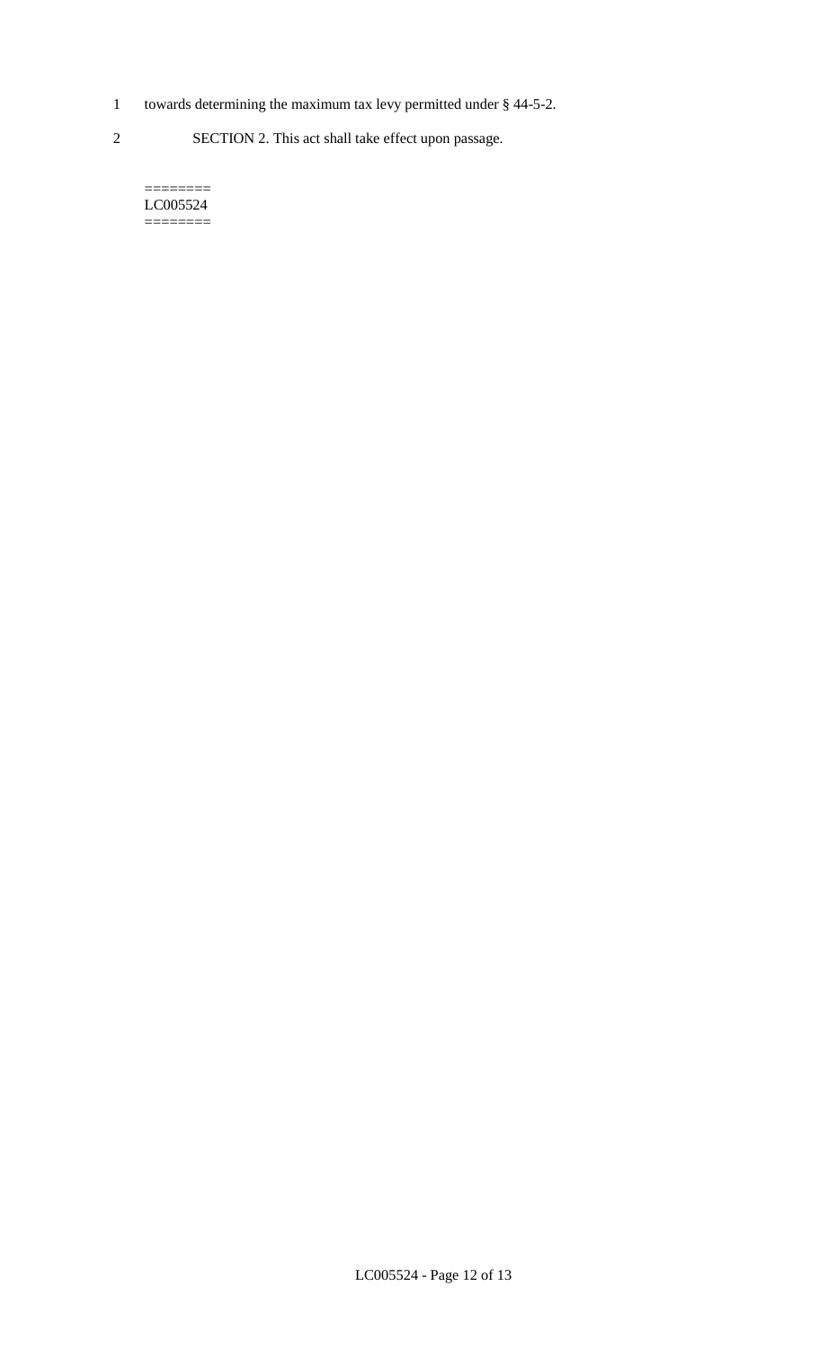towards determining the maximum tax levy permitted under § 44-5-2.

SECTION 2. This act shall take effect upon passage.

========
LC005524
========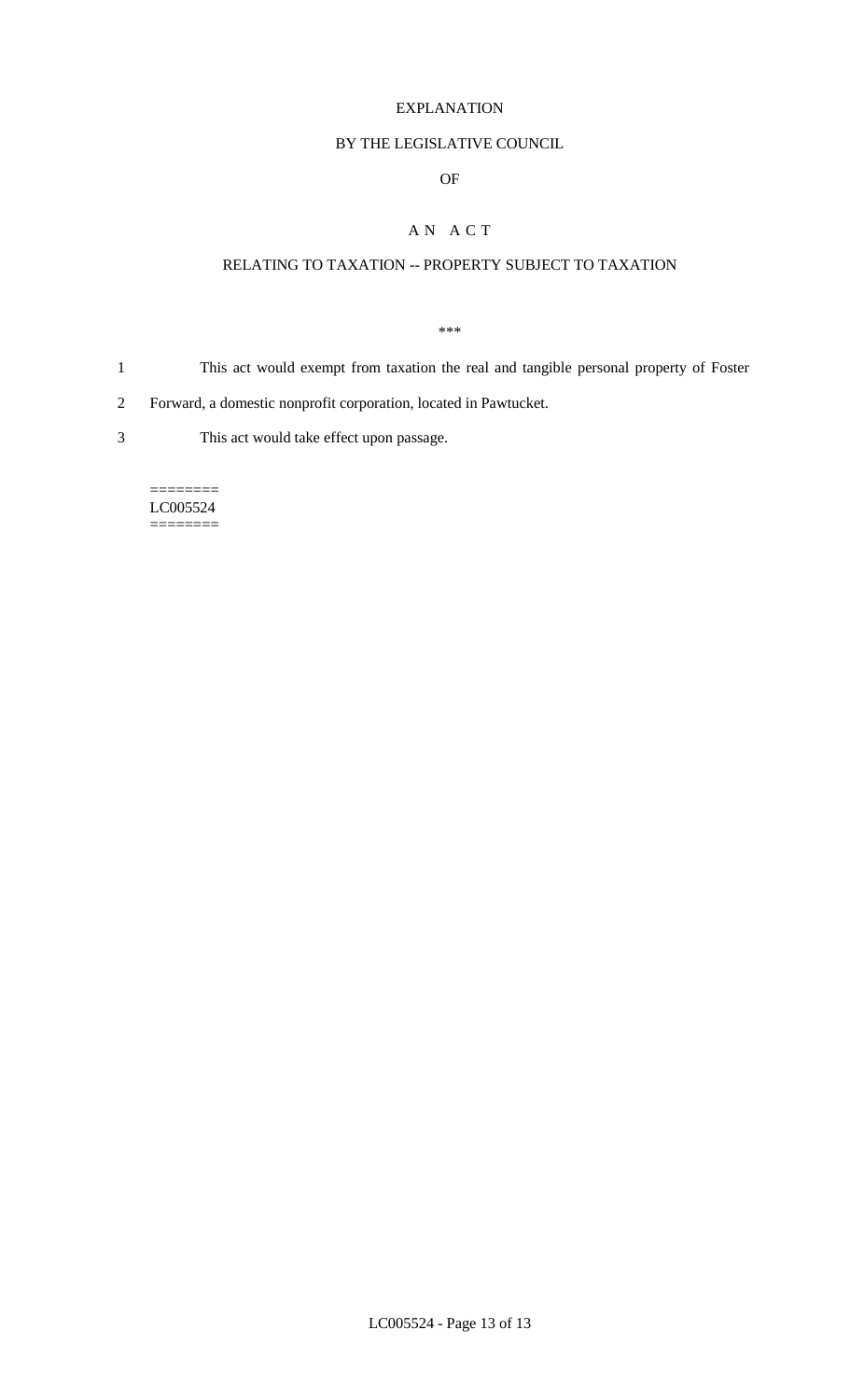EXPLANATION

BY THE LEGISLATIVE COUNCIL

OF

A N A C T

RELATING TO TAXATION -- PROPERTY SUBJECT TO TAXATION

\*\*\*

1 This act would exempt from taxation the real and tangible personal property of Foster
2 Forward, a domestic nonprofit corporation, located in Pawtucket.
3 This act would take effect upon passage.

========
LC005524
========